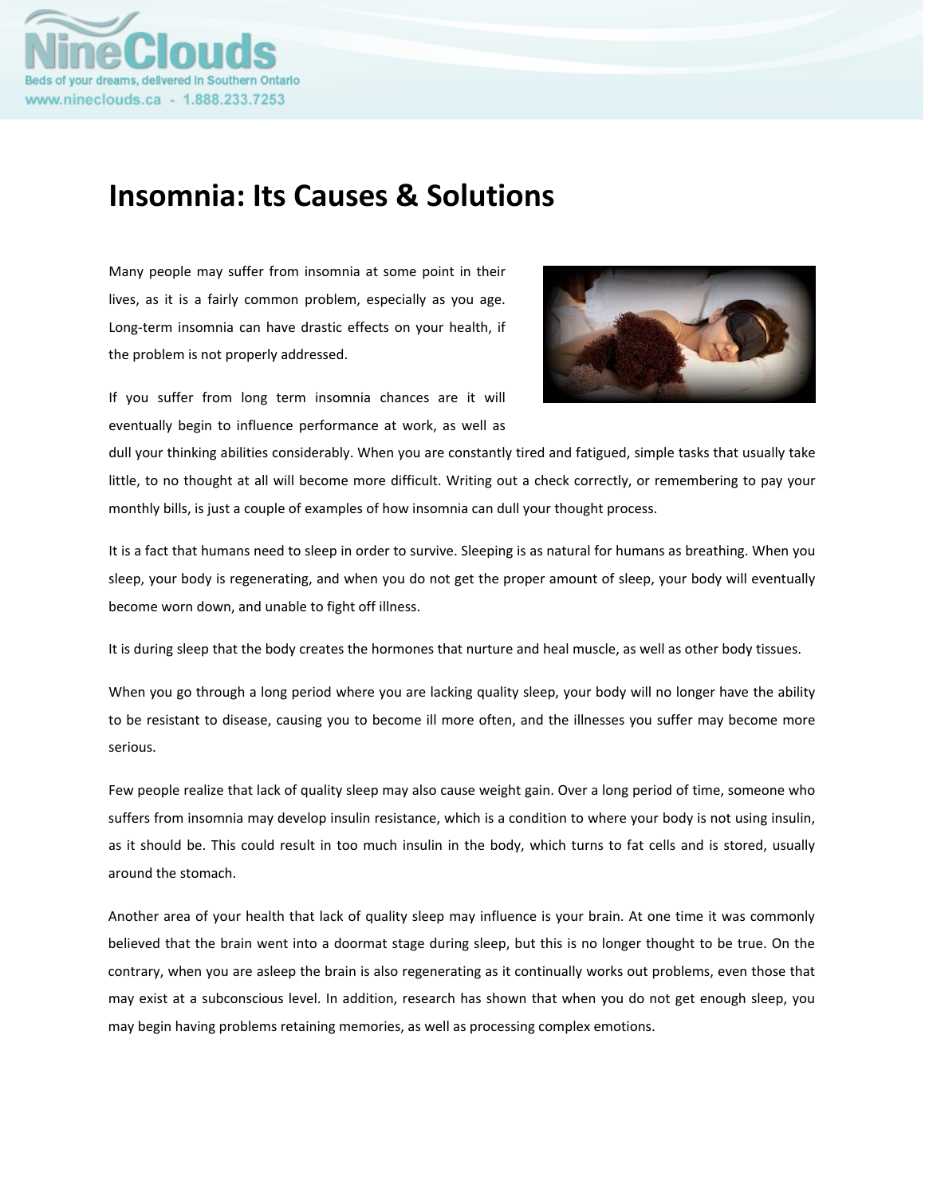# Insomnia: Its Causes & Solutions

Many people may suffer from insomnia at some point in their lives, as it is a fairly common problem, especially as you age. Long-term insomnia can have drastic effects on your health, if the problem is not properly addressed.

If you suffer from long term insomnia chances are it will eventually begin to influence performance at work, as well as dull your thinking abilities considerably. When you are constantly tired and fatigued, simple tasks that usually take little, to no thought at all will become more difficult. Writing out a check correctly, or remembering to pay your monthly bills, is just a couple of examples of how insomnia can dull your thought process.

It is a fact that humans need to sleep in order to survive. Sleeping is as natural for humans as breathing. When you sleep, your body is regenerating, and when you do not get the proper amount of sleep, your body will eventually become worn down, and unable to fight off illness.

It is during sleep that the body creates the hormones that nurture and heal muscle, as well as other body tissues.

When you go through a long period where you are lacking quality sleep, your body will no longer have the ability to be resistant to disease, causing you to become ill more often, and the illnesses you suffer may become more serious.

Few people realize that lack of quality sleep may also cause weight gain. Over a long period of time, someone who suffers from insomnia may develop insulin resistance, which is a condition to where your body is not using insulin, as it should be. This could result in too much insulin in the body, which turns to fat cells and is stored, usually around the stomach.

Another area of your health that lack of quality sleep may influence is your brain. At one time it was commonly believed that the brain went into a doormat stage during sleep, but this is no longer thought to be true. On the contrary, when you are asleep the brain is also regenerating as it continually works out problems, even those that may exist at a subconscious level. In addition, research has shown that when you do not get enough sleep, you may begin having problems retaining memories, as well as processing complex emotions.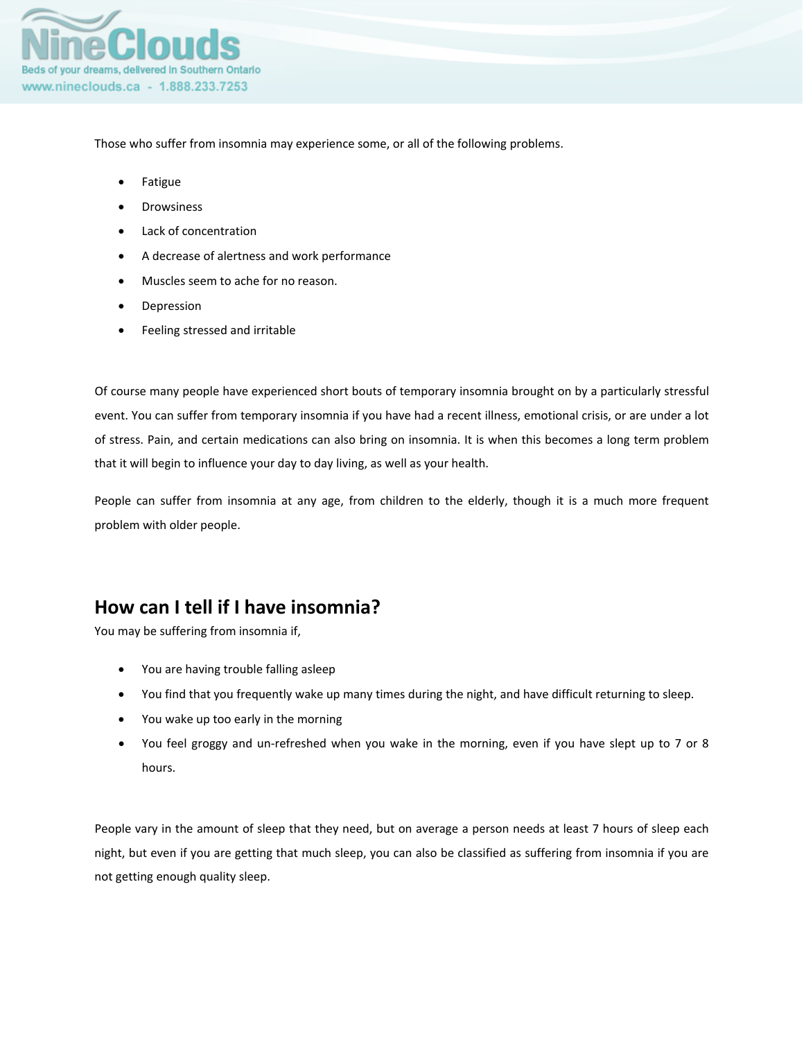Those who suffer from insomnia may experience some, or all of the following problems.

- Fatigue
- Drowsiness
- Lack of concentration
- A decrease of alertness and work performance
- Muscles seem to ache for no reason.
- Depression
- Feeling stressed and irritable

Of course many people have experienced short bouts of temporary insomnia brought on by a particularly stressful event. You can suffer from temporary insomnia if you have had a recent illness, emotional crisis, or are under a lot of stress. Pain, and certain medications can also bring on insomnia. It is when this becomes a long term problem that it will begin to influence your day to day living, as well as your health.

People can suffer from insomnia at any age, from children to the elderly, though it is a much more frequent problem with older people.

## How can I tell if I have insomnia?

You may be suffering from insomnia if,

- You are having trouble falling asleep
- You find that you frequently wake up many times during the night, and have difficult returning to sleep.
- You wake up too early in the morning
- You feel groggy and un-refreshed when you wake in the morning, even if you have slept up to 7 or 8 hours.

People vary in the amount of sleep that they need, but on average a person needs at least 7 hours of sleep each night, but even if you are getting that much sleep, you can also be classified as suffering from insomnia if you are not getting enough quality sleep.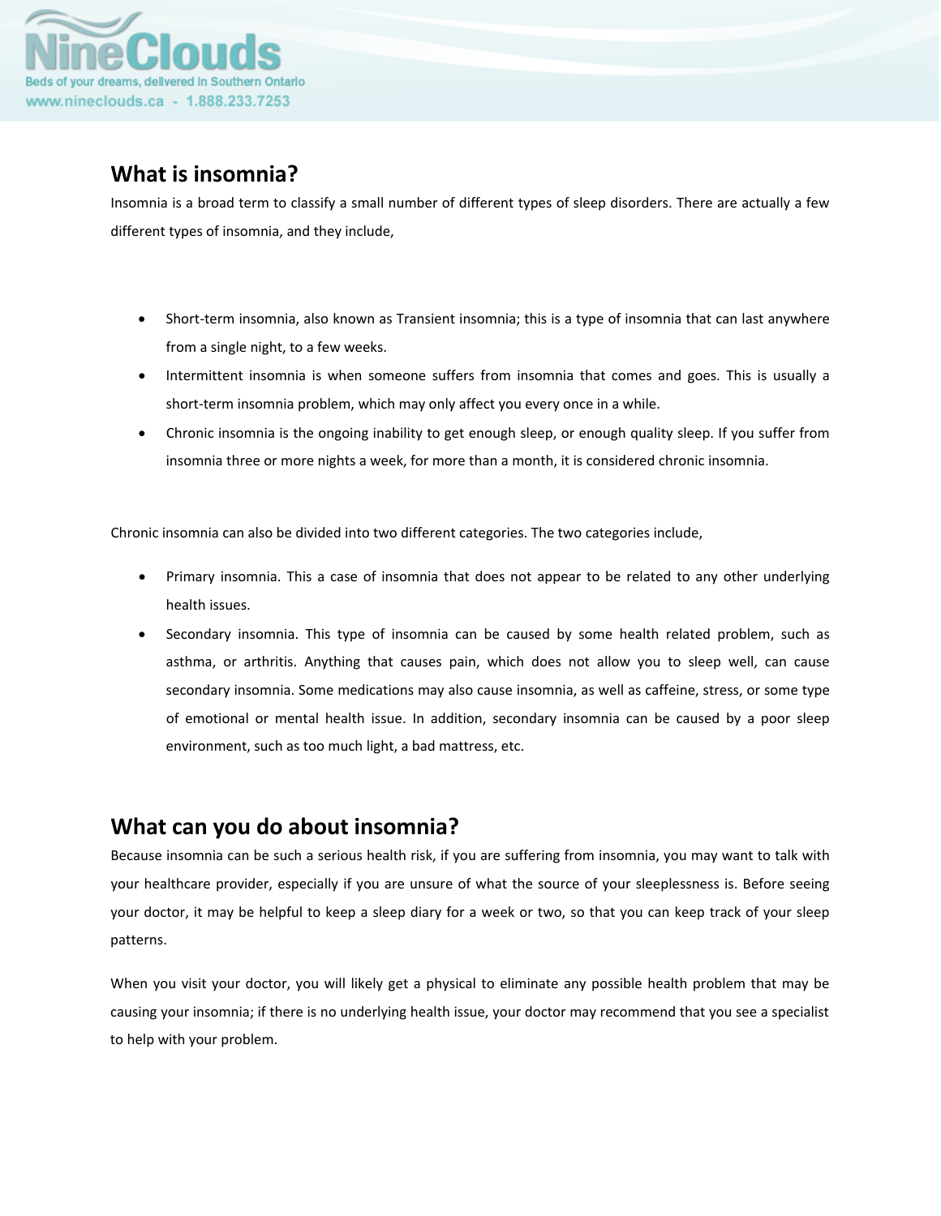## What is insomnia?

Insomnia is a broad term to classify a small number of different types of sleep disorders. There are actually a few different types of insomnia, and they include,

- Short-term insomnia, also known as Transient insomnia; this is a type of insomnia that can last anywhere from a single night, to a few weeks.
- Intermittent insomnia is when someone suffers from insomnia that comes and goes. This is usually a short-term insomnia problem, which may only affect you every once in a while.
- Chronic insomnia is the ongoing inability to get enough sleep, or enough quality sleep. If you suffer from insomnia three or more nights a week, for more than a month, it is considered chronic insomnia.

Chronic insomnia can also be divided into two different categories. The two categories include,

- Primary insomnia. This a case of insomnia that does not appear to be related to any other underlying health issues.
- Secondary insomnia. This type of insomnia can be caused by some health related problem, such as asthma, or arthritis. Anything that causes pain, which does not allow you to sleep well, can cause secondary insomnia. Some medications may also cause insomnia, as well as caffeine, stress, or some type of emotional or mental health issue. In addition, secondary insomnia can be caused by a poor sleep environment, such as too much light, a bad mattress, etc.

## What can you do about insomnia?

Because insomnia can be such a serious health risk, if you are suffering from insomnia, you may want to talk with your healthcare provider, especially if you are unsure of what the source of your sleeplessness is. Before seeing your doctor, it may be helpful to keep a sleep diary for a week or two, so that you can keep track of your sleep patterns.

When you visit your doctor, you will likely get a physical to eliminate any possible health problem that may be causing your insomnia; if there is no underlying health issue, your doctor may recommend that you see a specialist to help with your problem.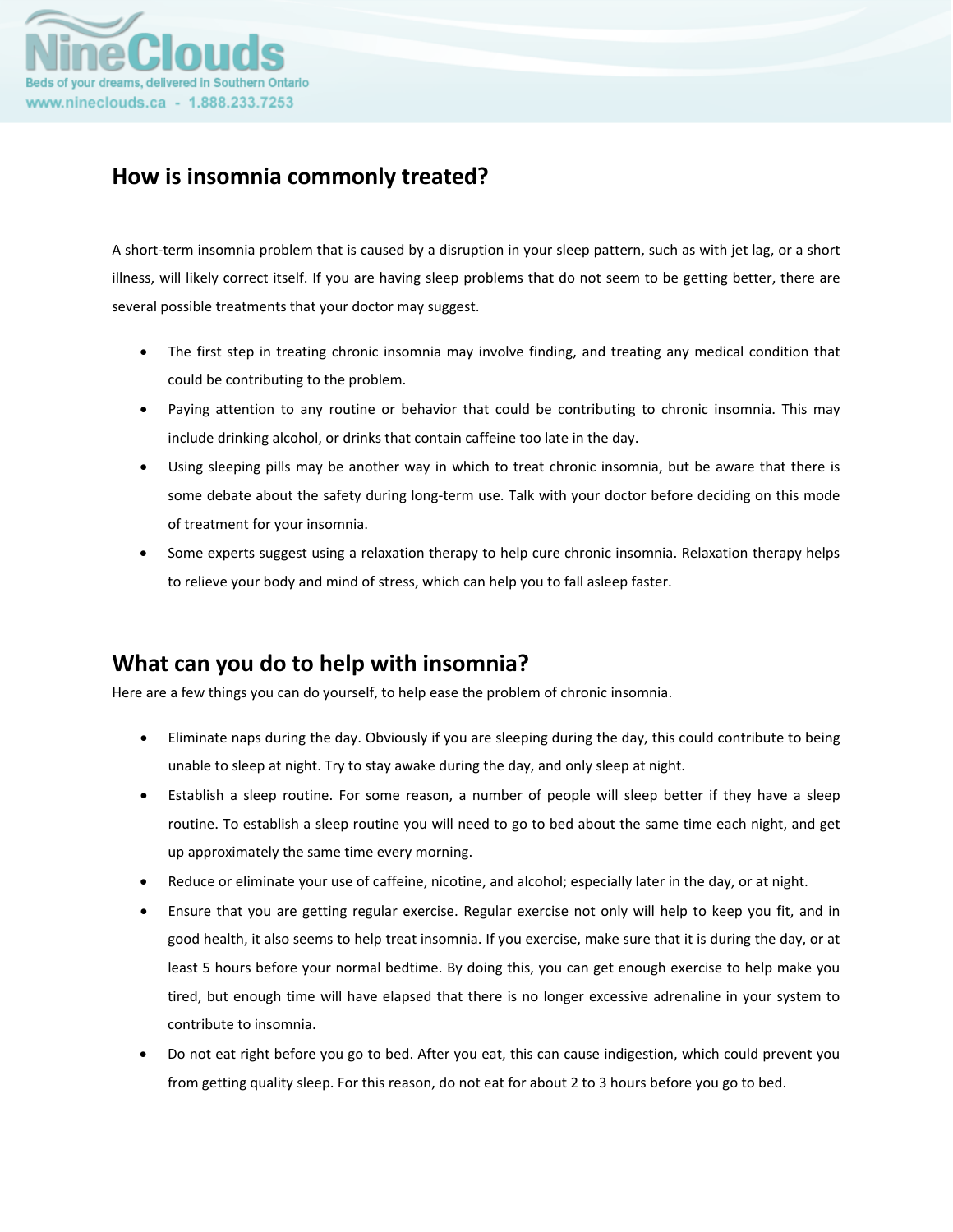## How is insomnia commonly treated?

A short-term insomnia problem that is caused by a disruption in your sleep pattern, such as with jet lag, or a short illness, will likely correct itself. If you are having sleep problems that do not seem to be getting better, there are several possible treatments that your doctor may suggest.

- The first step in treating chronic insomnia may involve finding, and treating any medical condition that could be contributing to the problem.
- Paying attention to any routine or behavior that could be contributing to chronic insomnia. This may include drinking alcohol, or drinks that contain caffeine too late in the day.
- Using sleeping pills may be another way in which to treat chronic insomnia, but be aware that there is some debate about the safety during long-term use. Talk with your doctor before deciding on this mode of treatment for your insomnia.
- Some experts suggest using a relaxation therapy to help cure chronic insomnia. Relaxation therapy helps to relieve your body and mind of stress, which can help you to fall asleep faster.

## What can you do to help with insomnia?

Here are a few things you can do yourself, to help ease the problem of chronic insomnia.

- Eliminate naps during the day. Obviously if you are sleeping during the day, this could contribute to being unable to sleep at night. Try to stay awake during the day, and only sleep at night.
- Establish a sleep routine. For some reason, a number of people will sleep better if they have a sleep routine. To establish a sleep routine you will need to go to bed about the same time each night, and get up approximately the same time every morning.
- Reduce or eliminate your use of caffeine, nicotine, and alcohol; especially later in the day, or at night.
- Ensure that you are getting regular exercise. Regular exercise not only will help to keep you fit, and in good health, it also seems to help treat insomnia. If you exercise, make sure that it is during the day, or at least 5 hours before your normal bedtime. By doing this, you can get enough exercise to help make you tired, but enough time will have elapsed that there is no longer excessive adrenaline in your system to contribute to insomnia.
- Do not eat right before you go to bed. After you eat, this can cause indigestion, which could prevent you from getting quality sleep. For this reason, do not eat for about 2 to 3 hours before you go to bed.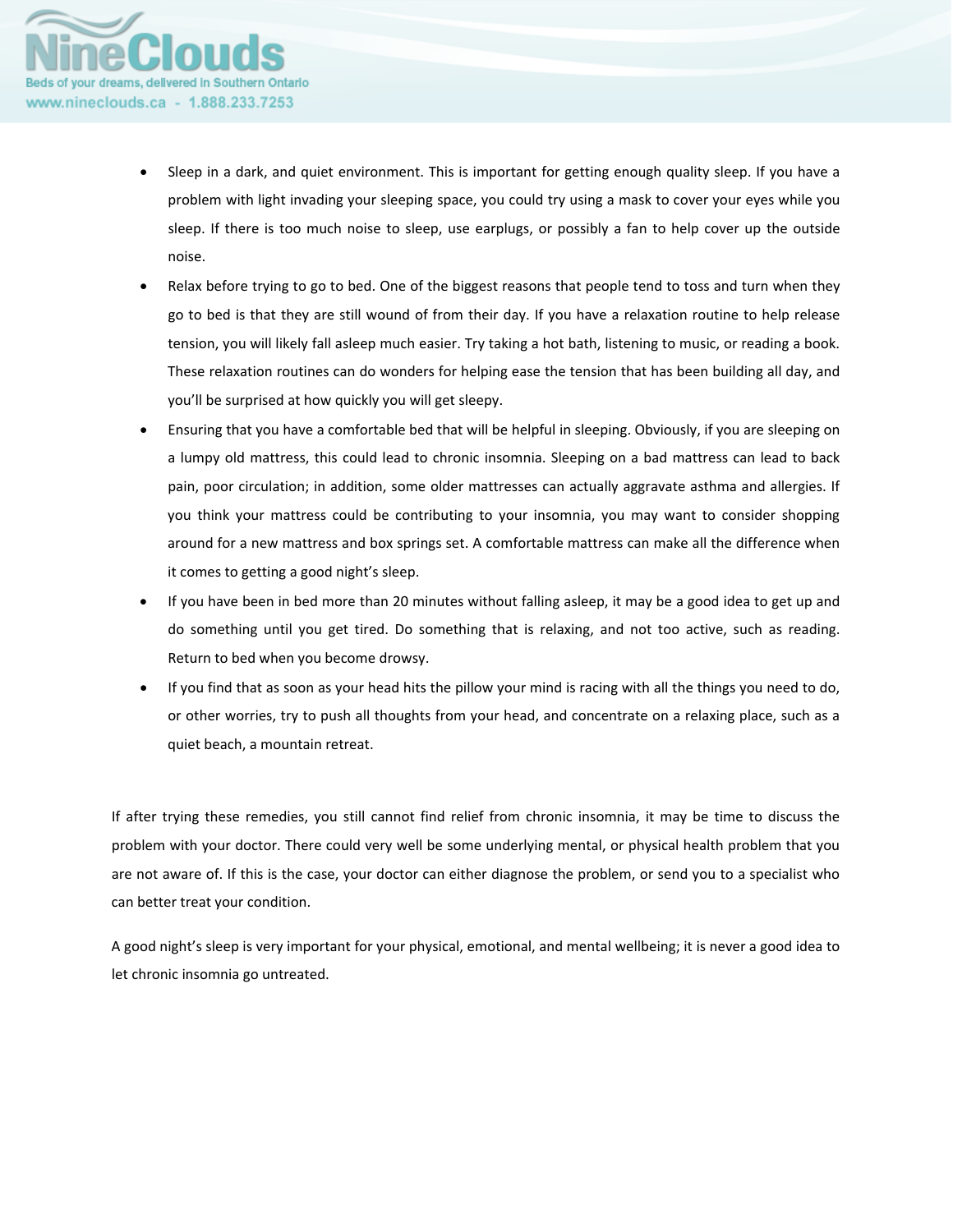- Sleep in a dark, and quiet environment. This is important for getting enough quality sleep. If you have a problem with light invading your sleeping space, you could try using a mask to cover your eyes while you sleep. If there is too much noise to sleep, use earplugs, or possibly a fan to help cover up the outside noise.
- Relax before trying to go to bed. One of the biggest reasons that people tend to toss and turn when they go to bed is that they are still wound of from their day. If you have a relaxation routine to help release tension, you will likely fall asleep much easier. Try taking a hot bath, listening to music, or reading a book. These relaxation routines can do wonders for helping ease the tension that has been building all day, and you'll be surprised at how quickly you will get sleepy.
- Ensuring that you have a comfortable bed that will be helpful in sleeping. Obviously, if you are sleeping on a lumpy old mattress, this could lead to chronic insomnia. Sleeping on a bad mattress can lead to back pain, poor circulation; in addition, some older mattresses can actually aggravate asthma and allergies. If you think your mattress could be contributing to your insomnia, you may want to consider shopping around for a new mattress and box springs set. A comfortable mattress can make all the difference when it comes to getting a good night's sleep.
- If you have been in bed more than 20 minutes without falling asleep, it may be a good idea to get up and do something until you get tired. Do something that is relaxing, and not too active, such as reading. Return to bed when you become drowsy.
- If you find that as soon as your head hits the pillow your mind is racing with all the things you need to do, or other worries, try to push all thoughts from your head, and concentrate on a relaxing place, such as a quiet beach, a mountain retreat.

If after trying these remedies, you still cannot find relief from chronic insomnia, it may be time to discuss the problem with your doctor. There could very well be some underlying mental, or physical health problem that you are not aware of. If this is the case, your doctor can either diagnose the problem, or send you to a specialist who can better treat your condition.

A good night's sleep is very important for your physical, emotional, and mental wellbeing; it is never a good idea to let chronic insomnia go untreated.